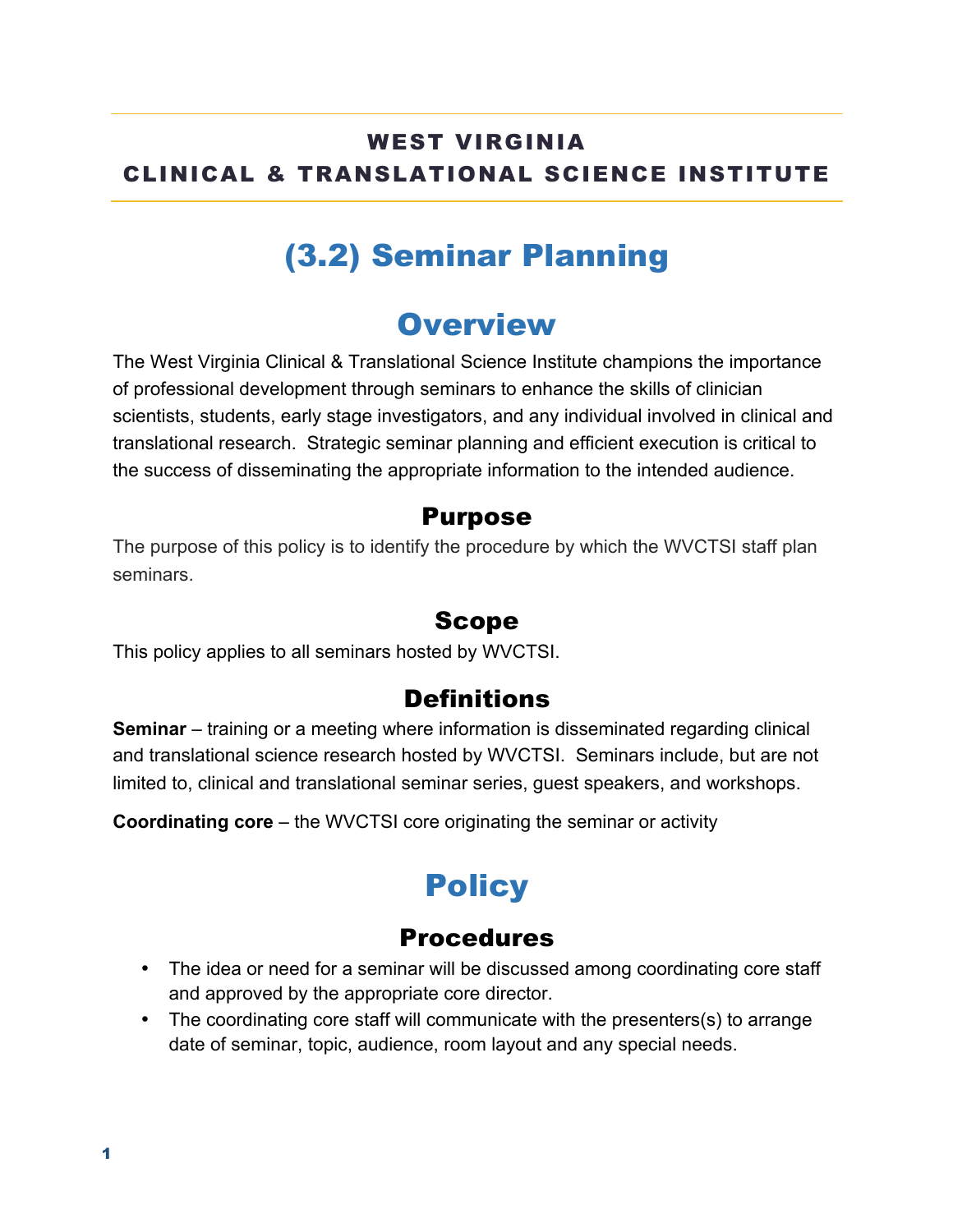**WEST VIRGINIA**
**CLINICAL & TRANSLATIONAL SCIENCE INSTITUTE**

# (3.2) Seminar Planning

## Overview

The West Virginia Clinical & Translational Science Institute champions the importance of professional development through seminars to enhance the skills of clinician scientists, students, early stage investigators, and any individual involved in clinical and translational research. Strategic seminar planning and efficient execution is critical to the success of disseminating the appropriate information to the intended audience.

### Purpose

The purpose of this policy is to identify the procedure by which the WVCTSI staff plan seminars.

### Scope

This policy applies to all seminars hosted by WVCTSI.

### Definitions

**Seminar** – training or a meeting where information is disseminated regarding clinical and translational science research hosted by WVCTSI. Seminars include, but are not limited to, clinical and translational seminar series, guest speakers, and workshops.

**Coordinating core** – the WVCTSI core originating the seminar or activity

## Policy

### Procedures

- The idea or need for a seminar will be discussed among coordinating core staff and approved by the appropriate core director.
- The coordinating core staff will communicate with the presenters(s) to arrange date of seminar, topic, audience, room layout and any special needs.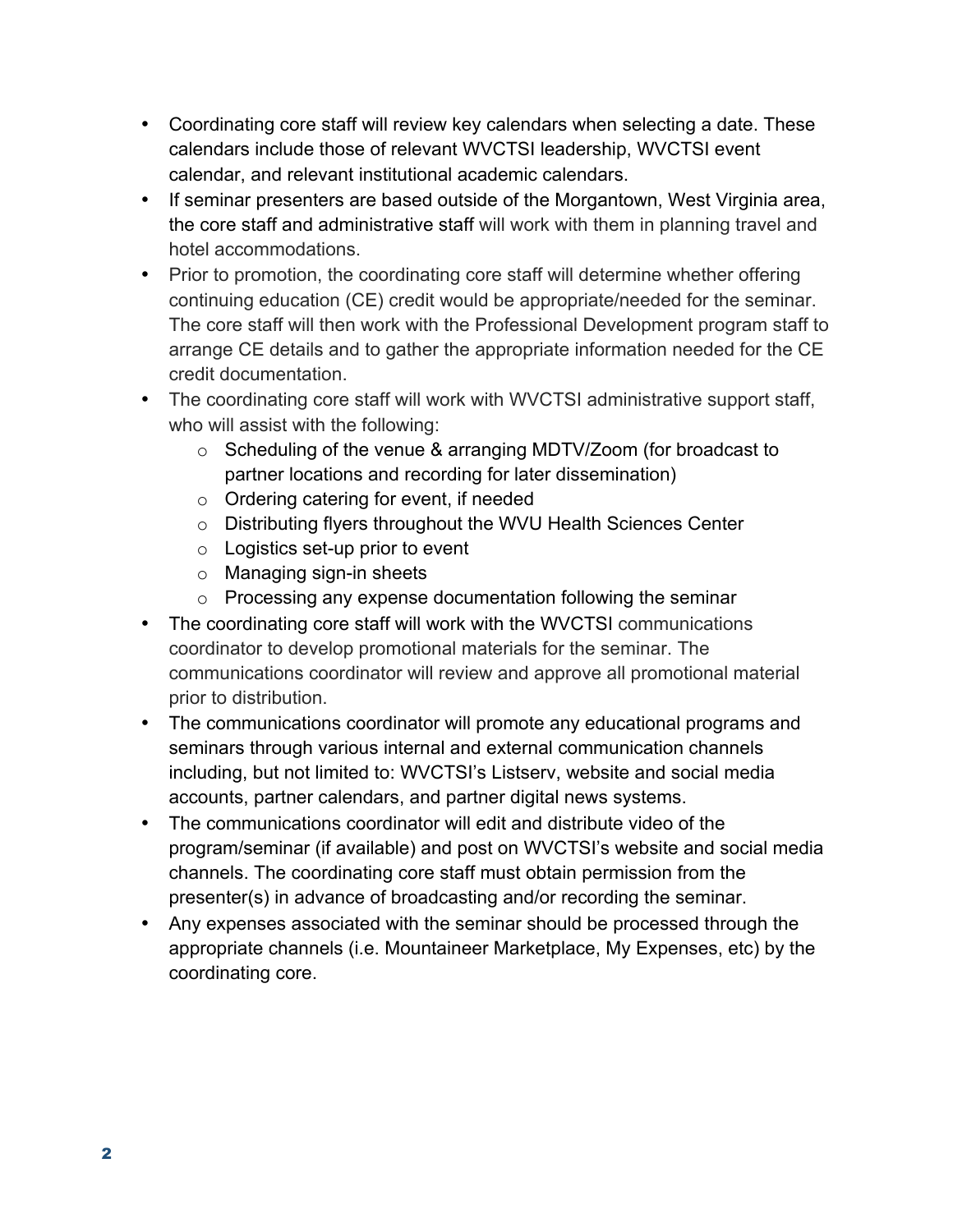- Coordinating core staff will review key calendars when selecting a date. These calendars include those of relevant WVCTSI leadership, WVCTSI event calendar, and relevant institutional academic calendars.
- If seminar presenters are based outside of the Morgantown, West Virginia area, the core staff and administrative staff will work with them in planning travel and hotel accommodations.
- Prior to promotion, the coordinating core staff will determine whether offering continuing education (CE) credit would be appropriate/needed for the seminar. The core staff will then work with the Professional Development program staff to arrange CE details and to gather the appropriate information needed for the CE credit documentation.
- The coordinating core staff will work with WVCTSI administrative support staff, who will assist with the following:
  - Scheduling of the venue & arranging MDTV/Zoom (for broadcast to partner locations and recording for later dissemination)
  - Ordering catering for event, if needed
  - Distributing flyers throughout the WVU Health Sciences Center
  - Logistics set-up prior to event
  - Managing sign-in sheets
  - Processing any expense documentation following the seminar
- The coordinating core staff will work with the WVCTSI communications coordinator to develop promotional materials for the seminar. The communications coordinator will review and approve all promotional material prior to distribution.
- The communications coordinator will promote any educational programs and seminars through various internal and external communication channels including, but not limited to: WVCTSI's Listserv, website and social media accounts, partner calendars, and partner digital news systems.
- The communications coordinator will edit and distribute video of the program/seminar (if available) and post on WVCTSI's website and social media channels. The coordinating core staff must obtain permission from the presenter(s) in advance of broadcasting and/or recording the seminar.
- Any expenses associated with the seminar should be processed through the appropriate channels (i.e. Mountaineer Marketplace, My Expenses, etc) by the coordinating core.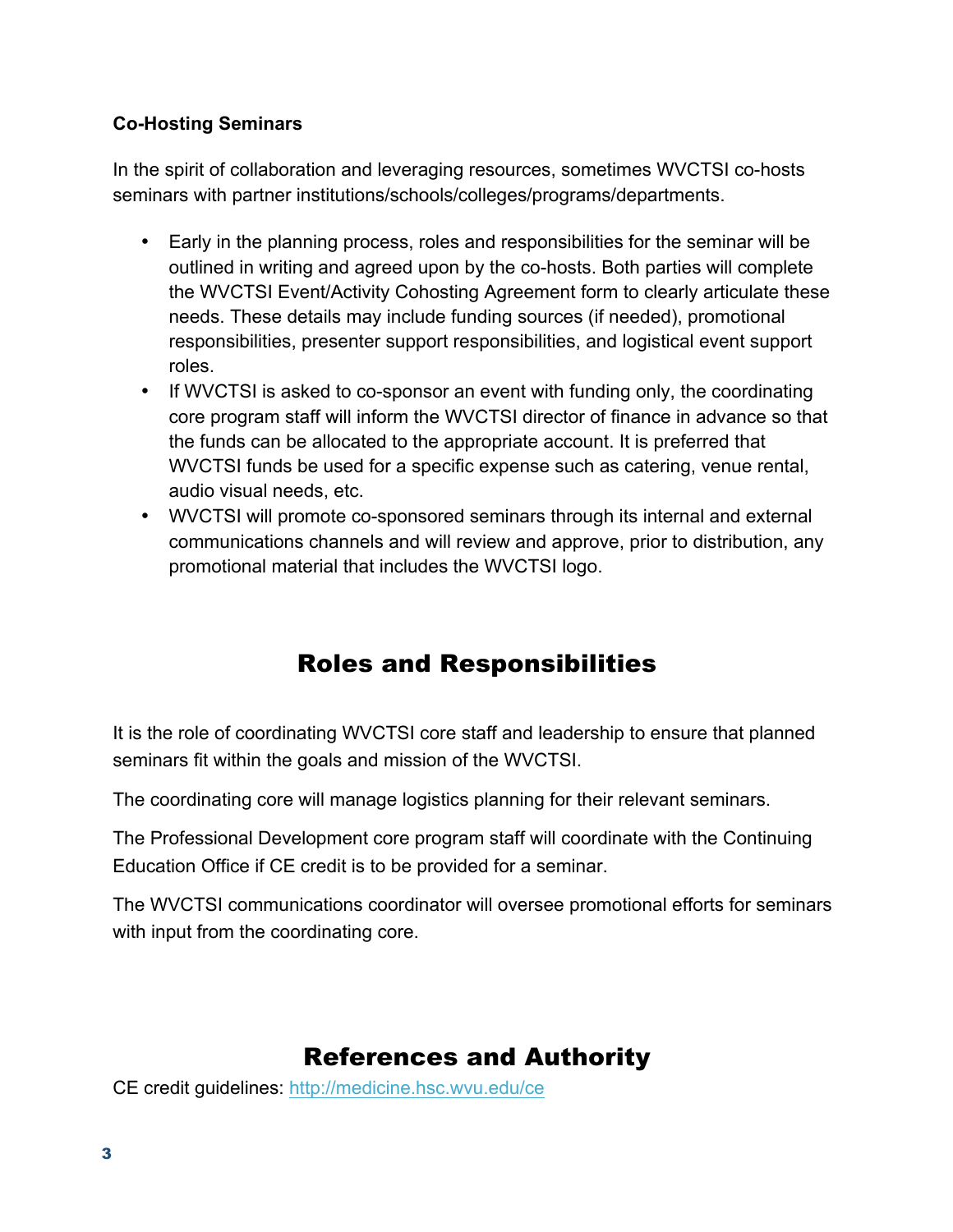**Co-Hosting Seminars**

In the spirit of collaboration and leveraging resources, sometimes WVCTSI co-hosts seminars with partner institutions/schools/colleges/programs/departments.

- Early in the planning process, roles and responsibilities for the seminar will be outlined in writing and agreed upon by the co-hosts. Both parties will complete the WVCTSI Event/Activity Cohosting Agreement form to clearly articulate these needs. These details may include funding sources (if needed), promotional responsibilities, presenter support responsibilities, and logistical event support roles.
- If WVCTSI is asked to co-sponsor an event with funding only, the coordinating core program staff will inform the WVCTSI director of finance in advance so that the funds can be allocated to the appropriate account. It is preferred that WVCTSI funds be used for a specific expense such as catering, venue rental, audio visual needs, etc.
- WVCTSI will promote co-sponsored seminars through its internal and external communications channels and will review and approve, prior to distribution, any promotional material that includes the WVCTSI logo.

## Roles and Responsibilities

It is the role of coordinating WVCTSI core staff and leadership to ensure that planned seminars fit within the goals and mission of the WVCTSI.

The coordinating core will manage logistics planning for their relevant seminars.

The Professional Development core program staff will coordinate with the Continuing Education Office if CE credit is to be provided for a seminar.

The WVCTSI communications coordinator will oversee promotional efforts for seminars with input from the coordinating core.

## References and Authority

CE credit guidelines: [http://medicine.hsc.wvu.edu/ce](http://medicine.hsc.wvu.edu/ce)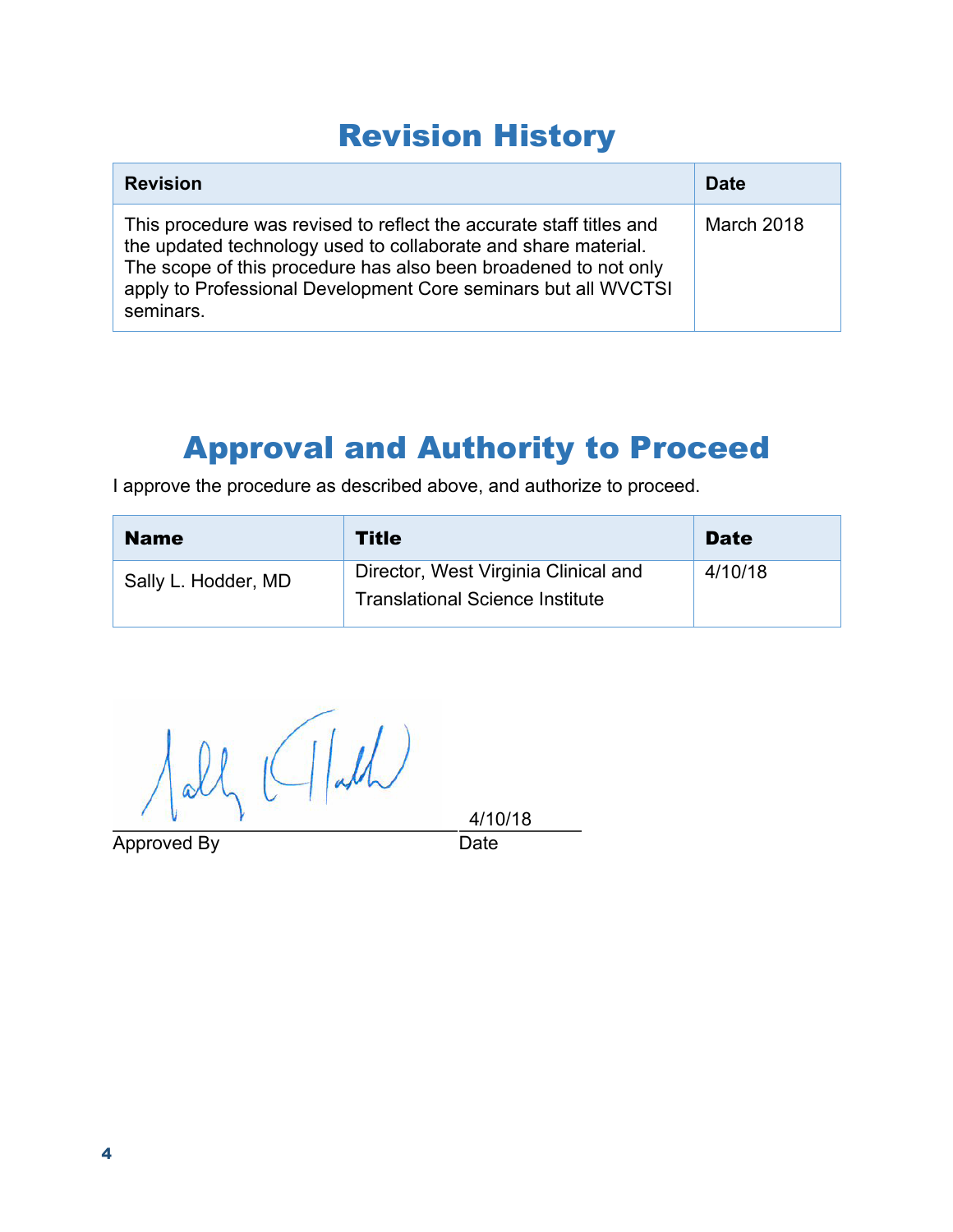# Revision History

| Revision | Date |
| --- | --- |
| This procedure was revised to reflect the accurate staff titles and the updated technology used to collaborate and share material. The scope of this procedure has also been broadened to not only apply to Professional Development Core seminars but all WVCTSI seminars. | March 2018 |

# Approval and Authority to Proceed

I approve the procedure as described above, and authorize to proceed.

| Name | Title | Date |
| --- | --- | --- |
| Sally L. Hodder, MD | Director, West Virginia Clinical and Translational Science Institute | 4/10/18 |

Approved By ______________________ Date 4/10/18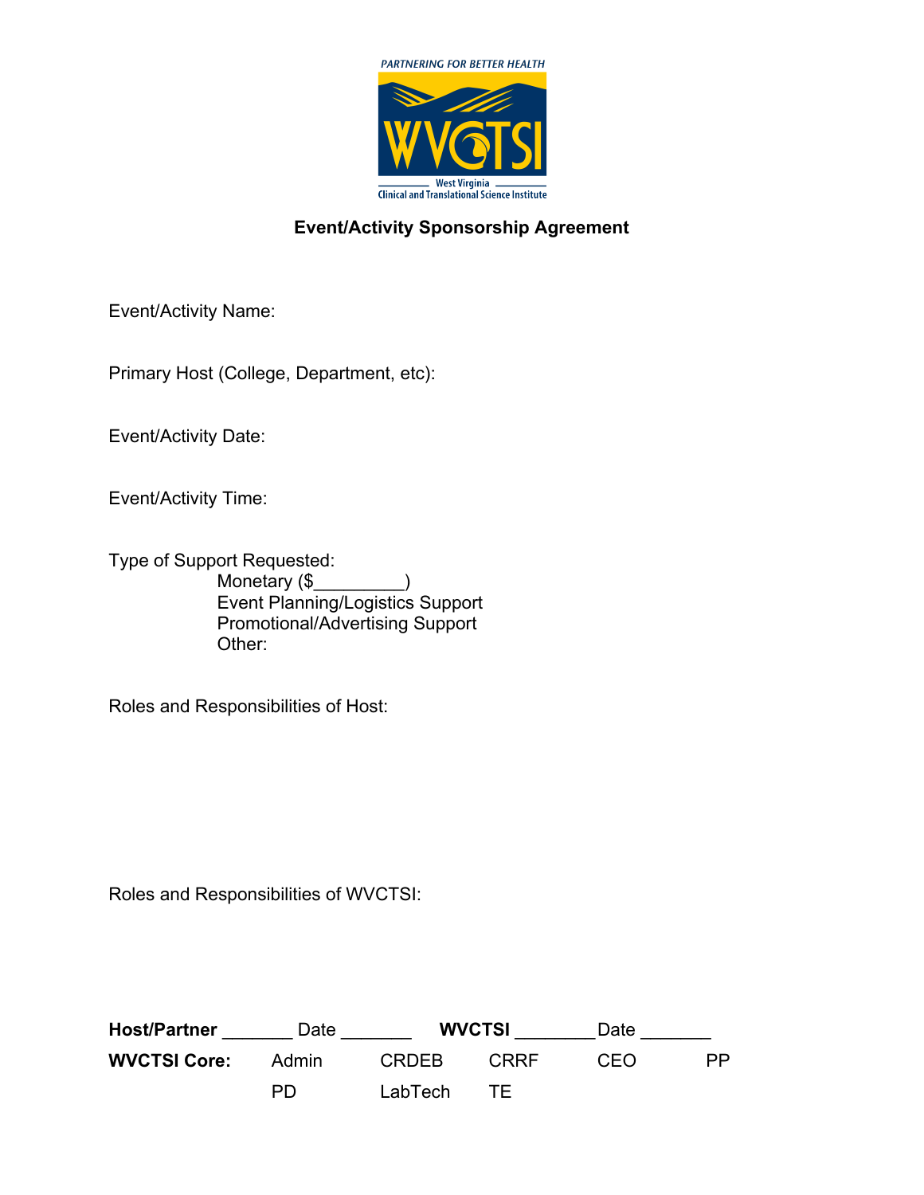PARTNERING FOR BETTER HEALTH

WVCTSI

West Virginia Clinical and Translational Science Institute

## Event/Activity Sponsorship Agreement

Event/Activity Name:

Primary Host (College, Department, etc):

Event/Activity Date:

Event/Activity Time:

Type of Support Requested:

Monetary ($_________)
Event Planning/Logistics Support
Promotional/Advertising Support
Other:

Roles and Responsibilities of Host:

Roles and Responsibilities of WVCTSI:

**Host/Partner** _______ Date _______ **WVCTSI** ________ Date _______

**WVCTSI Core:** Admin CRDEB CRRF CEO PP
PD LabTech TE